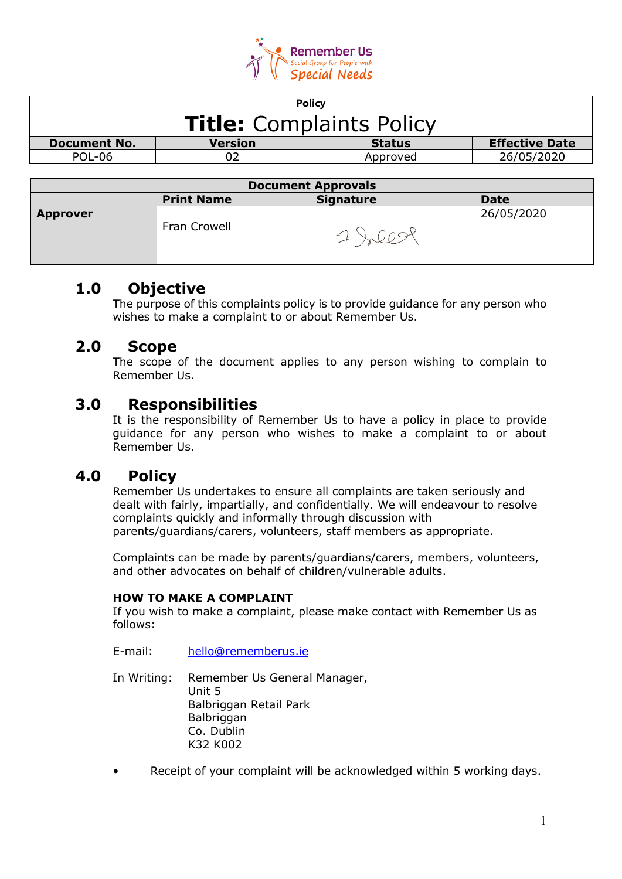| Policy | | | |
|---|---|---|---|
| **Title:** Complaints Policy | | | |
| **Document No.** | **Version** | **Status** | **Effective Date** |
| POL-06 | 02 | Approved | 26/05/2020 |

| Document Approvals | | | |
|---|---|---|---|
| | **Print Name** | **Signature** | **Date** |
| **Approver** | Fran Crowell | | 26/05/2020 |

## 1.0 Objective

The purpose of this complaints policy is to provide guidance for any person who wishes to make a complaint to or about Remember Us.

## 2.0 Scope

The scope of the document applies to any person wishing to complain to Remember Us.

## 3.0 Responsibilities

It is the responsibility of Remember Us to have a policy in place to provide guidance for any person who wishes to make a complaint to or about Remember Us.

## 4.0 Policy

Remember Us undertakes to ensure all complaints are taken seriously and dealt with fairly, impartially, and confidentially. We will endeavour to resolve complaints quickly and informally through discussion with parents/guardians/carers, volunteers, staff members as appropriate.

Complaints can be made by parents/guardians/carers, members, volunteers, and other advocates on behalf of children/vulnerable adults.

**HOW TO MAKE A COMPLAINT**

If you wish to make a complaint, please make contact with Remember Us as follows:

E-mail: hello@rememberus.ie

In Writing: Remember Us General Manager,
Unit 5
Balbriggan Retail Park
Balbriggan
Co. Dublin
K32 K002

- Receipt of your complaint will be acknowledged within 5 working days.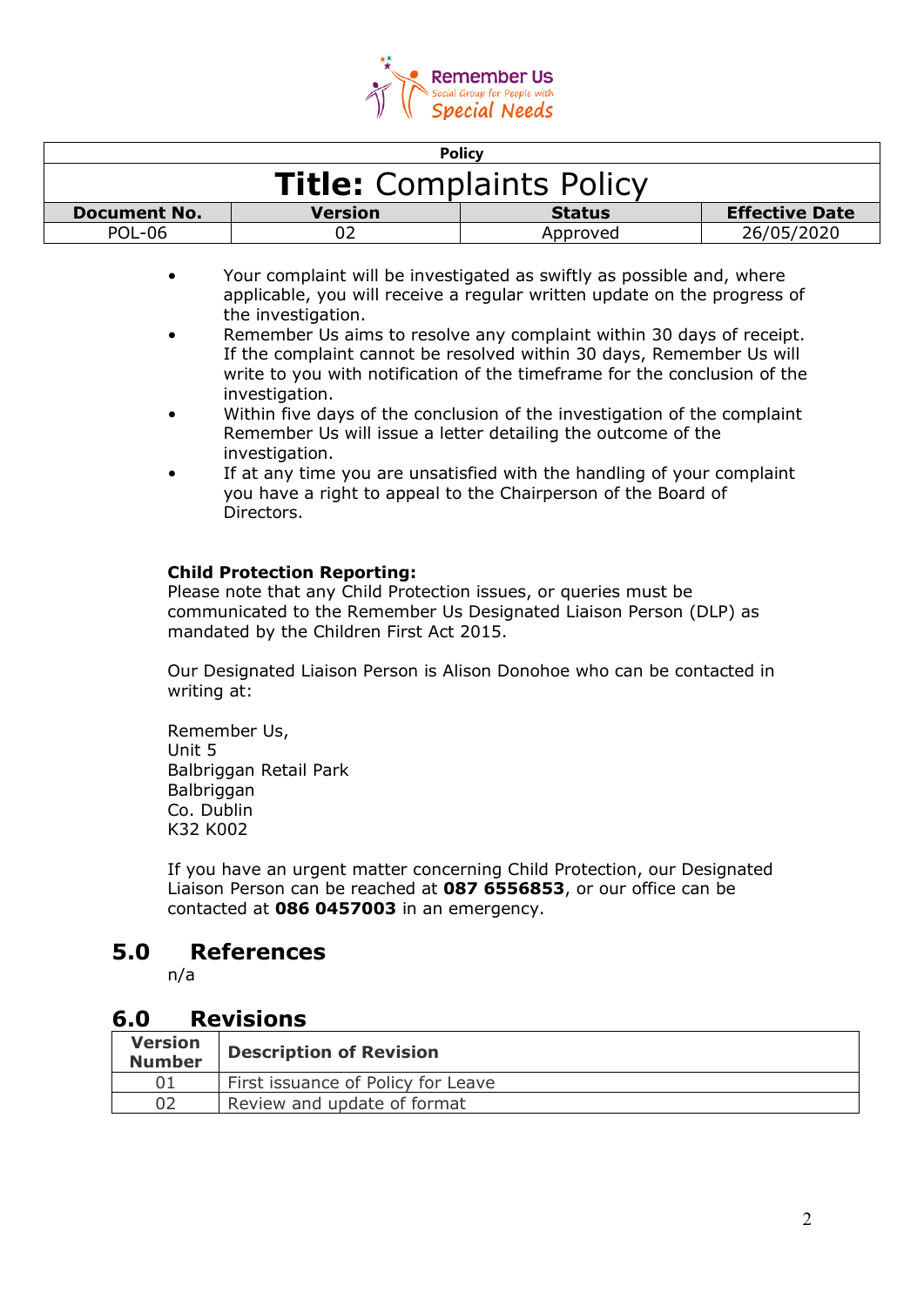| Policy | | | |
|---|---|---|---|
| **Title:** Complaints Policy | | | |
| **Document No.** | **Version** | **Status** | **Effective Date** |
| POL-06 | 02 | Approved | 26/05/2020 |

- Your complaint will be investigated as swiftly as possible and, where applicable, you will receive a regular written update on the progress of the investigation.
- Remember Us aims to resolve any complaint within 30 days of receipt. If the complaint cannot be resolved within 30 days, Remember Us will write to you with notification of the timeframe for the conclusion of the investigation.
- Within five days of the conclusion of the investigation of the complaint Remember Us will issue a letter detailing the outcome of the investigation.
- If at any time you are unsatisfied with the handling of your complaint you have a right to appeal to the Chairperson of the Board of Directors.

**Child Protection Reporting:**
Please note that any Child Protection issues, or queries must be communicated to the Remember Us Designated Liaison Person (DLP) as mandated by the Children First Act 2015.

Our Designated Liaison Person is Alison Donohoe who can be contacted in writing at:

Remember Us,
Unit 5
Balbriggan Retail Park
Balbriggan
Co. Dublin
K32 K002

If you have an urgent matter concerning Child Protection, our Designated Liaison Person can be reached at **087 6556853**, or our office can be contacted at **086 0457003** in an emergency.

## 5.0 References

n/a

## 6.0 Revisions

| Version Number | Description of Revision |
|---|---|
| 01 | First issuance of Policy for Leave |
| 02 | Review and update of format |